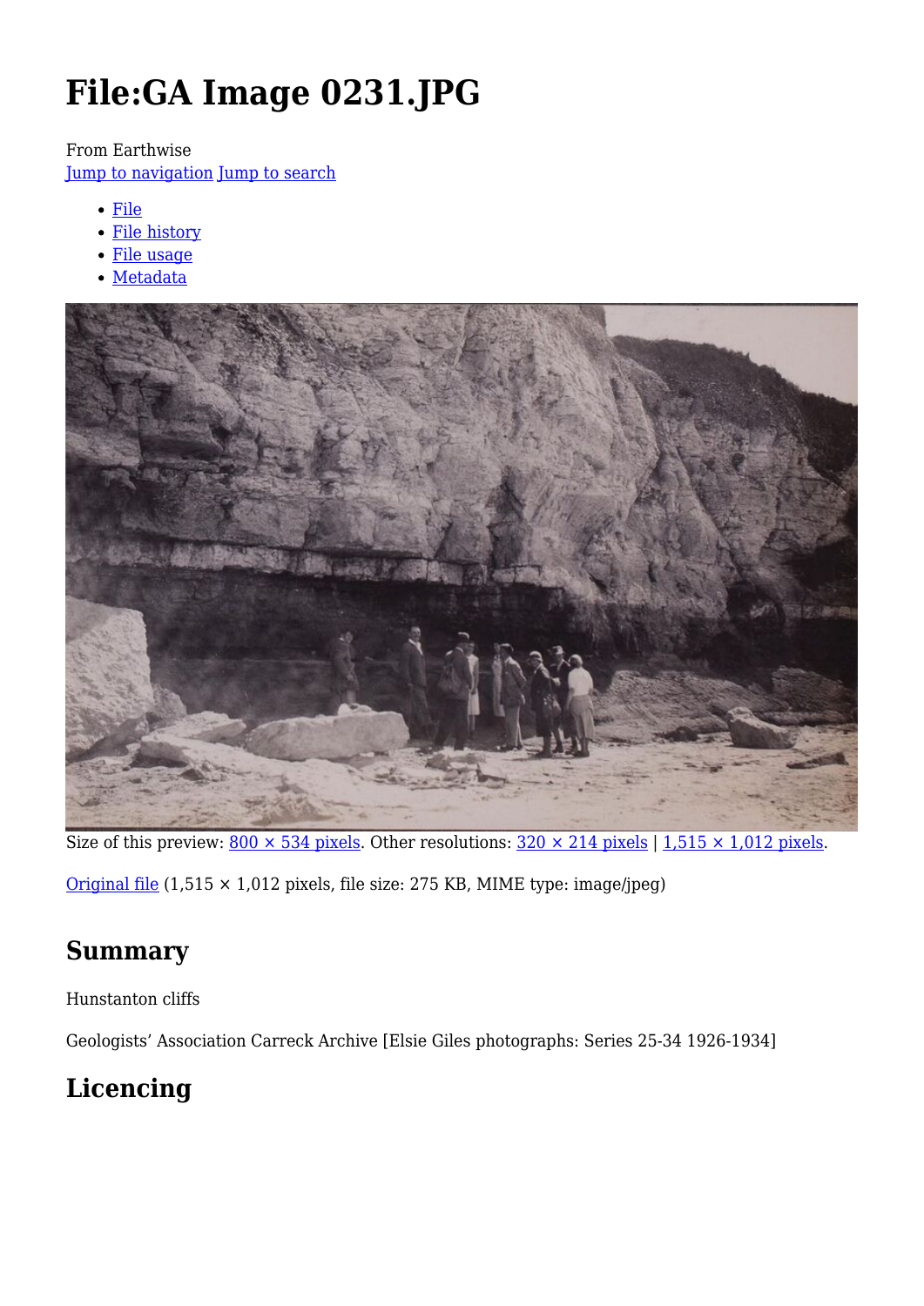# File:GA Image 0231.JPG

From Earthwise

Jump to navigation Jump to search

- File
- File history
- File usage
- Metadata

Size of this preview: 800 × 534 pixels. Other resolutions: 320 × 214 pixels | 1,515 × 1,012 pixels.

Original file (1,515 × 1,012 pixels, file size: 275 KB, MIME type: image/jpeg)

## Summary

Hunstanton cliffs

Geologists' Association Carreck Archive [Elsie Giles photographs: Series 25-34 1926-1934]

## Licencing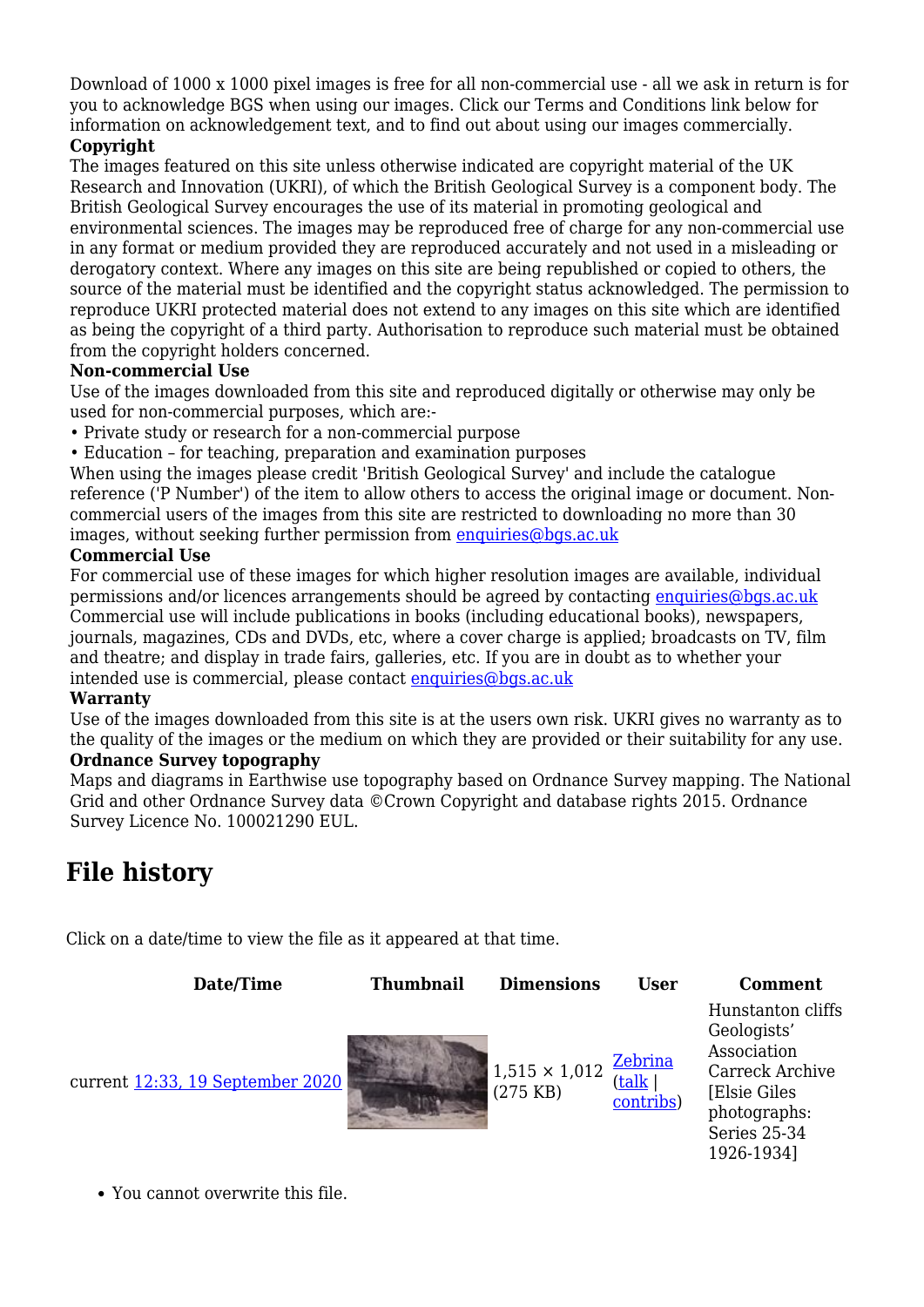Download of 1000 x 1000 pixel images is free for all non-commercial use - all we ask in return is for you to acknowledge BGS when using our images. Click our Terms and Conditions link below for information on acknowledgement text, and to find out about using our images commercially.

**Copyright**

The images featured on this site unless otherwise indicated are copyright material of the UK Research and Innovation (UKRI), of which the British Geological Survey is a component body. The British Geological Survey encourages the use of its material in promoting geological and environmental sciences. The images may be reproduced free of charge for any non-commercial use in any format or medium provided they are reproduced accurately and not used in a misleading or derogatory context. Where any images on this site are being republished or copied to others, the source of the material must be identified and the copyright status acknowledged. The permission to reproduce UKRI protected material does not extend to any images on this site which are identified as being the copyright of a third party. Authorisation to reproduce such material must be obtained from the copyright holders concerned.

**Non-commercial Use**

Use of the images downloaded from this site and reproduced digitally or otherwise may only be used for non-commercial purposes, which are:-

• Private study or research for a non-commercial purpose
• Education – for teaching, preparation and examination purposes

When using the images please credit 'British Geological Survey' and include the catalogue reference ('P Number') of the item to allow others to access the original image or document. Non-commercial users of the images from this site are restricted to downloading no more than 30 images, without seeking further permission from enquiries@bgs.ac.uk

**Commercial Use**

For commercial use of these images for which higher resolution images are available, individual permissions and/or licences arrangements should be agreed by contacting enquiries@bgs.ac.uk Commercial use will include publications in books (including educational books), newspapers, journals, magazines, CDs and DVDs, etc, where a cover charge is applied; broadcasts on TV, film and theatre; and display in trade fairs, galleries, etc. If you are in doubt as to whether your intended use is commercial, please contact enquiries@bgs.ac.uk

**Warranty**

Use of the images downloaded from this site is at the users own risk. UKRI gives no warranty as to the quality of the images or the medium on which they are provided or their suitability for any use.

**Ordnance Survey topography**

Maps and diagrams in Earthwise use topography based on Ordnance Survey mapping. The National Grid and other Ordnance Survey data ©Crown Copyright and database rights 2015. Ordnance Survey Licence No. 100021290 EUL.

## File history

Click on a date/time to view the file as it appeared at that time.

| Date/Time | Thumbnail | Dimensions | User | Comment |
|---|---|---|---|---|
| current 12:33, 19 September 2020 | | 1,515 × 1,012 (275 KB) | Zebrina (talk \| contribs) | Hunstanton cliffs Geologists' Association Carreck Archive [Elsie Giles photographs: Series 25-34 1926-1934] |

- You cannot overwrite this file.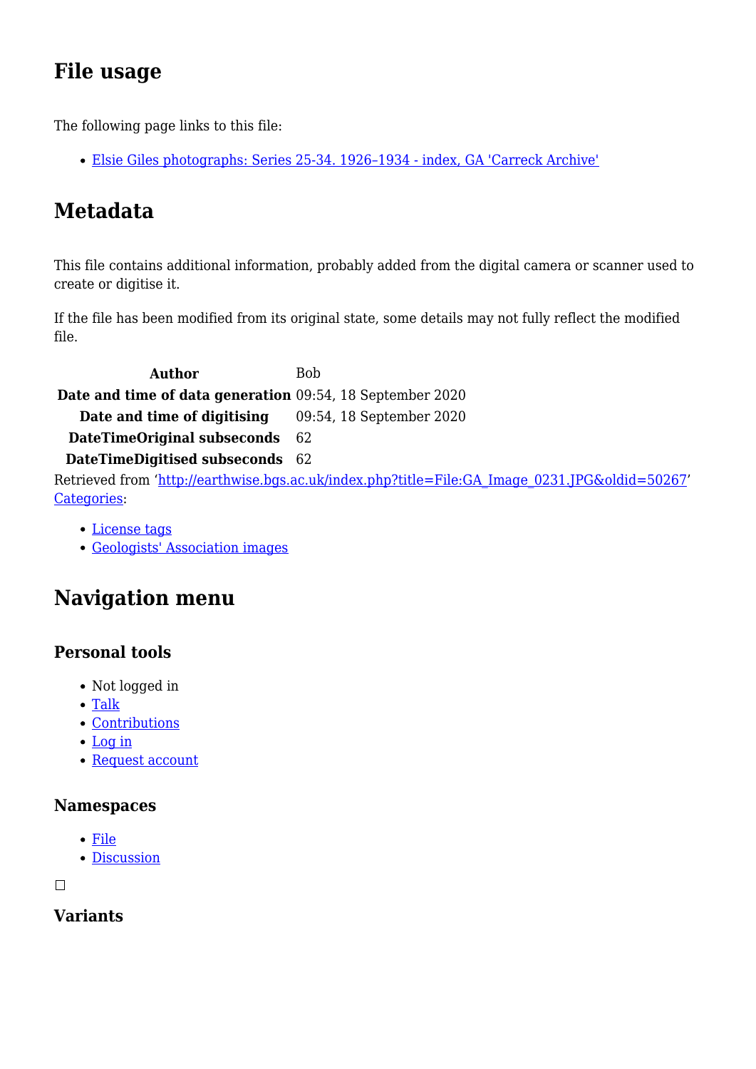## File usage

The following page links to this file:

- [Elsie Giles photographs: Series 25-34. 1926–1934 - index, GA 'Carreck Archive']()

## Metadata

This file contains additional information, probably added from the digital camera or scanner used to create or digitise it.

If the file has been modified from its original state, some details may not fully reflect the modified file.

| | |
|---|---|
| **Author** | Bob |
| **Date and time of data generation** | 09:54, 18 September 2020 |
| **Date and time of digitising** | 09:54, 18 September 2020 |
| **DateTimeOriginal subseconds** | 62 |
| **DateTimeDigitised subseconds** | 62 |

Retrieved from '[http://earthwise.bgs.ac.uk/index.php?title=File:GA_Image_0231.JPG&oldid=50267](http://earthwise.bgs.ac.uk/index.php?title=File:GA_Image_0231.JPG&oldid=50267)'
[Categories]():

- [License tags]()
- [Geologists' Association images]()

## Navigation menu

### Personal tools

- Not logged in
- [Talk]()
- [Contributions]()
- [Log in]()
- [Request account]()

### Namespaces

- [File]()
- [Discussion]()

☐

### Variants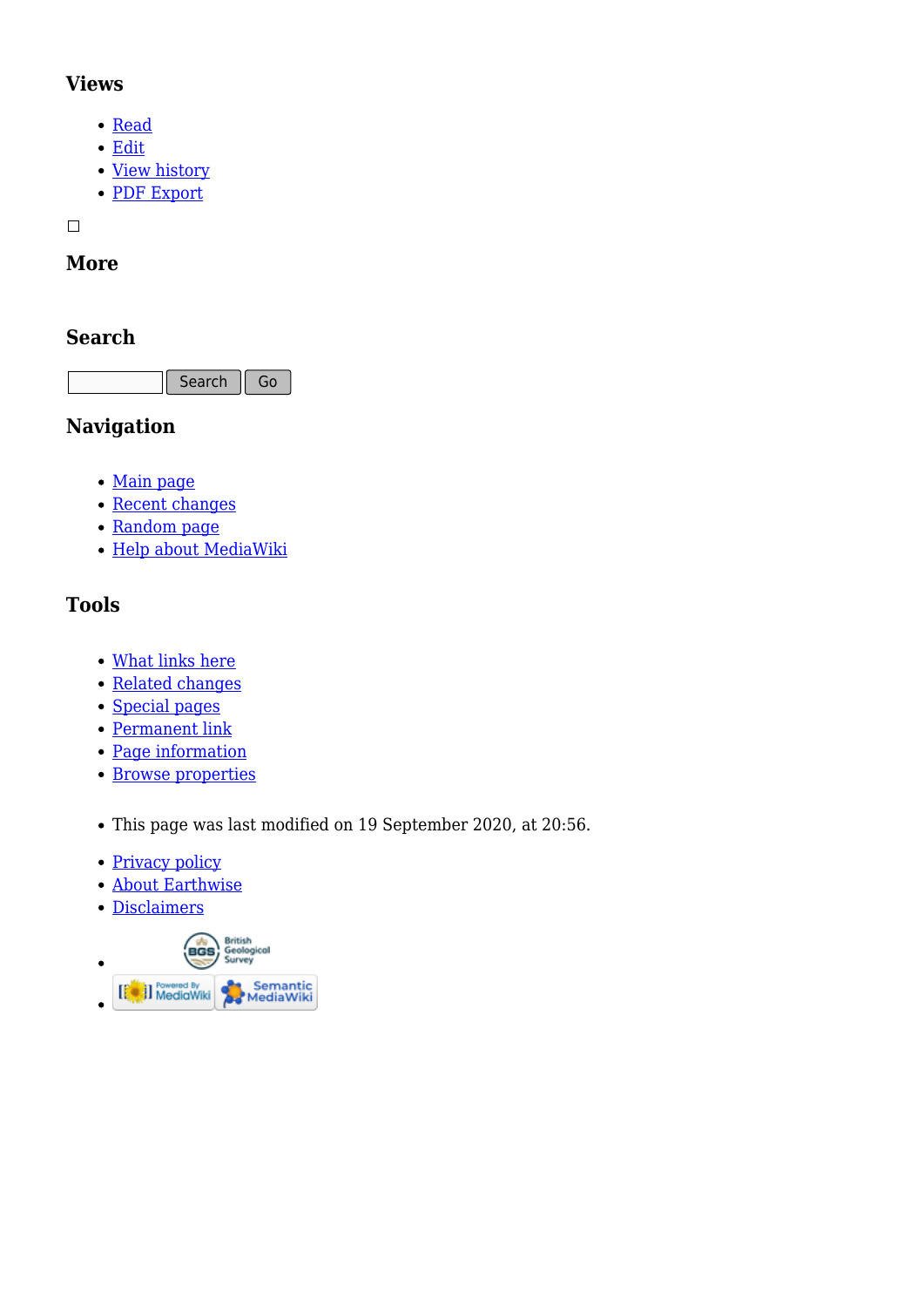### Views

- Read
- Edit
- View history
- PDF Export

### More

### Search

Search Go

### Navigation

- Main page
- Recent changes
- Random page
- Help about MediaWiki

### Tools

- What links here
- Related changes
- Special pages
- Permanent link
- Page information
- Browse properties

- This page was last modified on 19 September 2020, at 20:56.

- Privacy policy
- About Earthwise
- Disclaimers